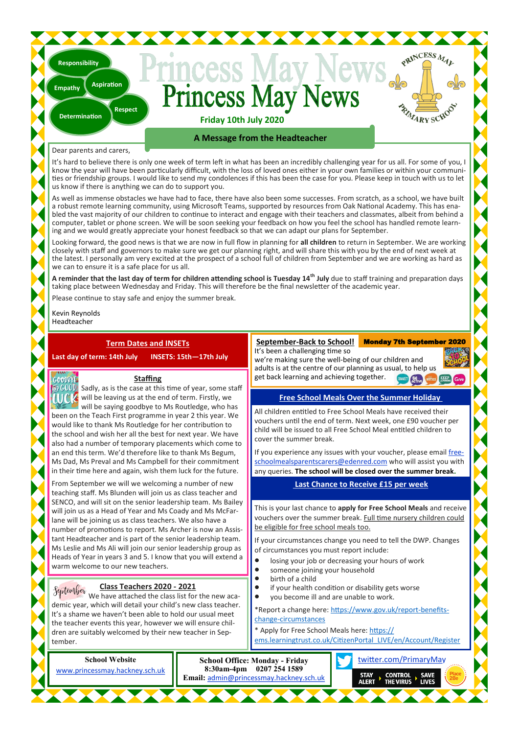Responsibility

Empathy

Aspiration

Determination

Respect

# Princess May News

**Friday 10th July 2020**

PRINCESS MAY PRIMARY SCHOOL

## A Message from the Headteacher

Dear parents and carers,

It's hard to believe there is only one week of term left in what has been an incredibly challenging year for us all. For some of you, I know the year will have been particularly difficult, with the loss of loved ones either in your own families or within your communities or friendship groups. I would like to send my condolences if this has been the case for you. Please keep in touch with us to let us know if there is anything we can do to support you.

As well as immense obstacles we have had to face, there have also been some successes. From scratch, as a school, we have built a robust remote learning community, using Microsoft Teams, supported by resources from Oak National Academy. This has enabled the vast majority of our children to continue to interact and engage with their teachers and classmates, albeit from behind a computer, tablet or phone screen. We will be soon seeking your feedback on how you feel the school has handled remote learning and we would greatly appreciate your honest feedback so that we can adapt our plans for September.

Looking forward, the good news is that we are now in full flow in planning for **all children** to return in September. We are working closely with staff and governors to make sure we get our planning right, and will share this with you by the end of next week at the latest. I personally am very excited at the prospect of a school full of children from September and we are working as hard as we can to ensure it is a safe place for us all.

**A reminder that the last day of term for children attending school is Tuesday 14th July** due to staff training and preparation days taking place between Wednesday and Friday. This will therefore be the final newsletter of the academic year.

Please continue to stay safe and enjoy the summer break.

Kevin Reynolds
Headteacher

## Term Dates and INSETs

**Last day of term: 14th July    INSETS: 15th—17th July**

## Staffing

Sadly, as is the case at this time of year, some staff will be leaving us at the end of term. Firstly, we will be saying goodbye to Ms Routledge, who has been on the Teach First programme in year 2 this year. We would like to thank Ms Routledge for her contribution to the school and wish her all the best for next year. We have also had a number of temporary placements which come to an end this term. We'd therefore like to thank Ms Begum, Ms Dad, Ms Preval and Ms Campbell for their commitment in their time here and again, wish them luck for the future.

From September we will we welcoming a number of new teaching staff. Ms Blunden will join us as class teacher and SENCO, and will sit on the senior leadership team. Ms Bailey will join us as a Head of Year and Ms Coady and Ms McFarlane will be joining us as class teachers. We also have a number of promotions to report. Ms Archer is now an Assistant Headteacher and is part of the senior leadership team. Ms Leslie and Ms Ali will join our senior leadership group as Heads of Year in years 3 and 5. I know that you will extend a warm welcome to our new teachers.

## Class Teachers 2020 - 2021

We have attached the class list for the new academic year, which will detail your child's new class teacher. It's a shame we haven't been able to hold our usual meet the teacher events this year, however we will ensure children are suitably welcomed by their new teacher in September.

## September-Back to School! **Monday 7th September 2020**

It's been a challenging time so we're making sure the well-being of our children and adults is at the centre of our planning as usual, to help us get back learning and achieving together.

## Free School Meals Over the Summer Holiday

All children entitled to Free School Meals have received their vouchers until the end of term. Next week, one £90 voucher per child will be issued to all Free School Meal entitled children to cover the summer break.

If you experience any issues with your voucher, please email freeschoolmealsparentscarers@edenred.com who will assist you with any queries. **The school will be closed over the summer break.**

## Last Chance to Receive £15 per week

This is your last chance to **apply for Free School Meals** and receive vouchers over the summer break. Full time nursery children could be eligible for free school meals too.

If your circumstances change you need to tell the DWP. Changes of circumstances you must report include:

- losing your job or decreasing your hours of work
- someone joining your household
- birth of a child
- if your health condition or disability gets worse
- you become ill and are unable to work.

*Report a change here: https://www.gov.uk/report-benefits-change-circumstances

* Apply for Free School Meals here: https://ems.learningtrust.co.uk/CitizenPortal_LIVE/en/Account/Register

**School Website**
www.princessmay.hackney.sch.uk

**School Office: Monday - Friday**
**8:30am-4pm  0207 254 1589**
**Email:** admin@princessmay.hackney.sch.uk

twitter.com/PrimaryMay

STAY ALERT › CONTROL THE VIRUS › SAVE LIVES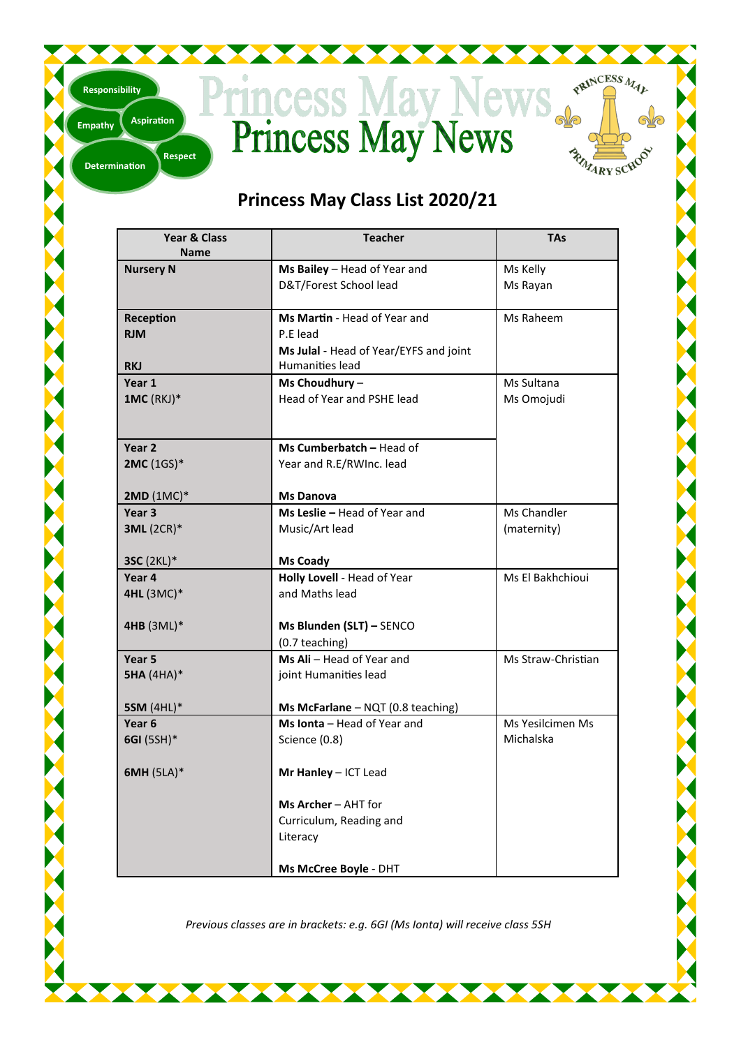Responsibility

Empathy

Aspiration

Determination

Respect

# Princess May News

PRINCESS MAY PRIMARY SCHOOL

## Princess May Class List 2020/21

| Year & Class Name | Teacher | TAs |
|---|---|---|
| **Nursery N** | **Ms Bailey** – Head of Year and D&T/Forest School lead | Ms Kelly<br>Ms Rayan |
| **Reception**<br>**RJM**<br><br>**RKJ** | **Ms Martin** - Head of Year and P.E lead<br>**Ms Julal** - Head of Year/EYFS and joint Humanities lead | Ms Raheem |
| **Year 1**<br>**1MC** (RKJ)* | **Ms Choudhury** –<br>Head of Year and PSHE lead | Ms Sultana<br>Ms Omojudi |
| **Year 2**<br>**2MC** (1GS)*<br><br>**2MD** (1MC)* | **Ms Cumberbatch – Head of** Year and R.E/RWInc. lead<br><br>**Ms Danova** | |
| **Year 3**<br>**3ML** (2CR)*<br><br>**3SC** (2KL)* | **Ms Leslie –** Head of Year and Music/Art lead<br><br>**Ms Coady** | Ms Chandler (maternity) |
| **Year 4**<br>**4HL** (3MC)*<br><br>**4HB** (3ML)* | **Holly Lovell** - Head of Year and Maths lead<br><br>**Ms Blunden (SLT) –** SENCO (0.7 teaching) | Ms El Bakhchioui |
| **Year 5**<br>**5HA** (4HA)*<br><br>**5SM** (4HL)* | **Ms Ali** – Head of Year and joint Humanities lead<br><br>**Ms McFarlane** – NQT (0.8 teaching) | Ms Straw-Christian |
| **Year 6**<br>**6GI** (5SH)*<br><br>**6MH** (5LA)* | **Ms Ionta** – Head of Year and Science (0.8)<br><br>**Mr Hanley** – ICT Lead<br><br>**Ms Archer** – AHT for Curriculum, Reading and Literacy<br><br>**Ms McCree Boyle** - DHT | Ms Yesilcimen Ms Michalska |

*Previous classes are in brackets: e.g. 6GI (Ms Ionta) will receive class 5SH*